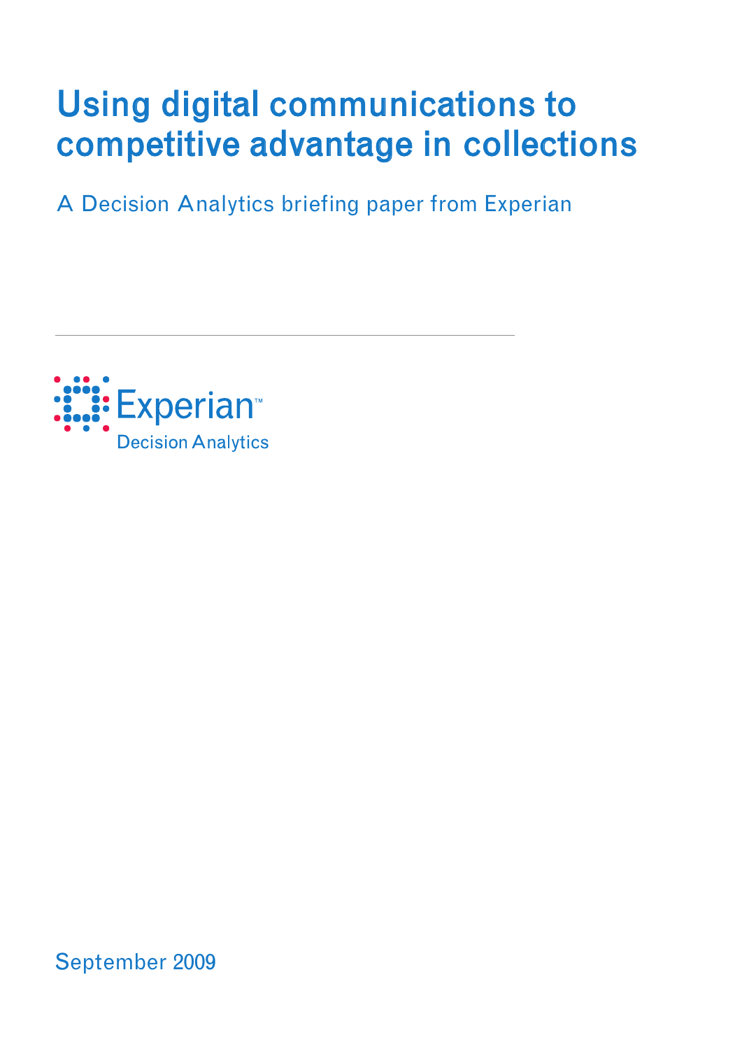# Using digital communications to competitive advantage in collections

A Decision Analytics briefing paper from Experian

---

Experian™
Decision Analytics

September 2009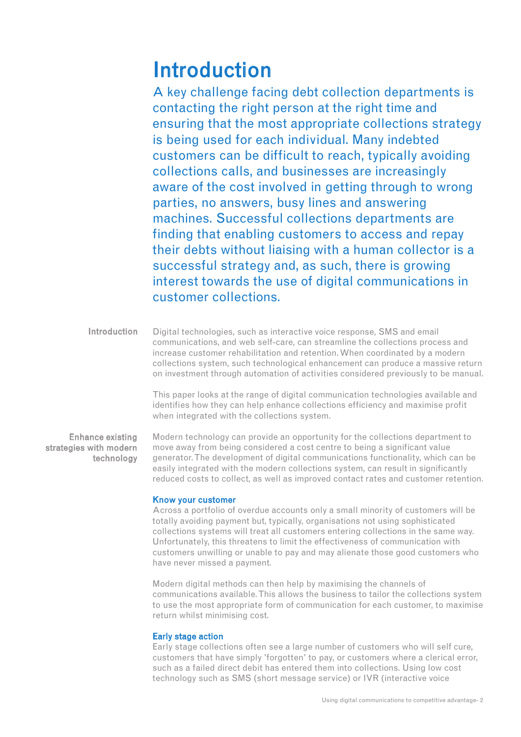# Introduction

A key challenge facing debt collection departments is contacting the right person at the right time and ensuring that the most appropriate collections strategy is being used for each individual. Many indebted customers can be difficult to reach, typically avoiding collections calls, and businesses are increasingly aware of the cost involved in getting through to wrong parties, no answers, busy lines and answering machines. Successful collections departments are finding that enabling customers to access and repay their debts without liaising with a human collector is a successful strategy and, as such, there is growing interest towards the use of digital communications in customer collections.

## Introduction

Digital technologies, such as interactive voice response, SMS and email communications, and web self-care, can streamline the collections process and increase customer rehabilitation and retention. When coordinated by a modern collections system, such technological enhancement can produce a massive return on investment through automation of activities considered previously to be manual.

This paper looks at the range of digital communication technologies available and identifies how they can help enhance collections efficiency and maximise profit when integrated with the collections system.

## Enhance existing strategies with modern technology

Modern technology can provide an opportunity for the collections department to move away from being considered a cost centre to being a significant value generator. The development of digital communications functionality, which can be easily integrated with the modern collections system, can result in significantly reduced costs to collect, as well as improved contact rates and customer retention.

### Know your customer

Across a portfolio of overdue accounts only a small minority of customers will be totally avoiding payment but, typically, organisations not using sophisticated collections systems will treat all customers entering collections in the same way. Unfortunately, this threatens to limit the effectiveness of communication with customers unwilling or unable to pay and may alienate those good customers who have never missed a payment.

Modern digital methods can then help by maximising the channels of communications available. This allows the business to tailor the collections system to use the most appropriate form of communication for each customer, to maximise return whilst minimising cost.

### Early stage action

Early stage collections often see a large number of customers who will self cure, customers that have simply 'forgotten' to pay, or customers where a clerical error, such as a failed direct debit has entered them into collections. Using low cost technology such as SMS (short message service) or IVR (interactive voice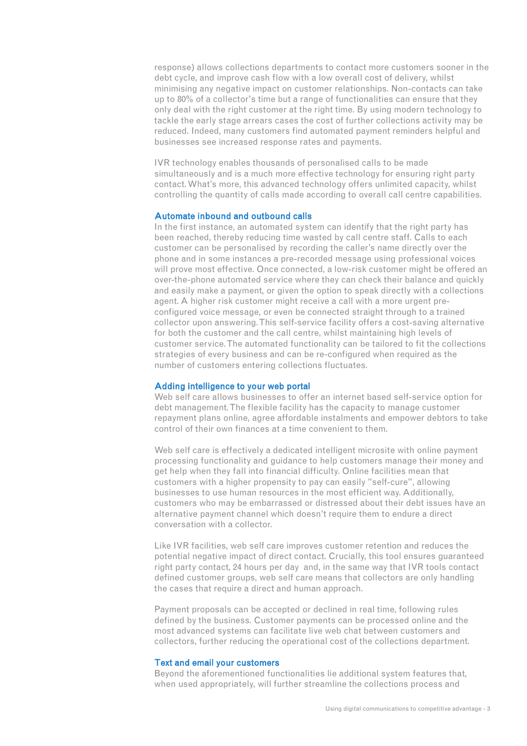response) allows collections departments to contact more customers sooner in the debt cycle, and improve cash flow with a low overall cost of delivery, whilst minimising any negative impact on customer relationships. Non-contacts can take up to 80% of a collector's time but a range of functionalities can ensure that they only deal with the right customer at the right time. By using modern technology to tackle the early stage arrears cases the cost of further collections activity may be reduced. Indeed, many customers find automated payment reminders helpful and businesses see increased response rates and payments.

IVR technology enables thousands of personalised calls to be made simultaneously and is a much more effective technology for ensuring right party contact. What's more, this advanced technology offers unlimited capacity, whilst controlling the quantity of calls made according to overall call centre capabilities.

### Automate inbound and outbound calls

In the first instance, an automated system can identify that the right party has been reached, thereby reducing time wasted by call centre staff. Calls to each customer can be personalised by recording the caller's name directly over the phone and in some instances a pre-recorded message using professional voices will prove most effective. Once connected, a low-risk customer might be offered an over-the-phone automated service where they can check their balance and quickly and easily make a payment, or given the option to speak directly with a collections agent. A higher risk customer might receive a call with a more urgent pre-configured voice message, or even be connected straight through to a trained collector upon answering. This self-service facility offers a cost-saving alternative for both the customer and the call centre, whilst maintaining high levels of customer service. The automated functionality can be tailored to fit the collections strategies of every business and can be re-configured when required as the number of customers entering collections fluctuates.

### Adding intelligence to your web portal

Web self care allows businesses to offer an internet based self-service option for debt management. The flexible facility has the capacity to manage customer repayment plans online, agree affordable instalments and empower debtors to take control of their own finances at a time convenient to them.

Web self care is effectively a dedicated intelligent microsite with online payment processing functionality and guidance to help customers manage their money and get help when they fall into financial difficulty. Online facilities mean that customers with a higher propensity to pay can easily "self-cure", allowing businesses to use human resources in the most efficient way. Additionally, customers who may be embarrassed or distressed about their debt issues have an alternative payment channel which doesn't require them to endure a direct conversation with a collector.

Like IVR facilities, web self care improves customer retention and reduces the potential negative impact of direct contact. Crucially, this tool ensures guaranteed right party contact, 24 hours per day and, in the same way that IVR tools contact defined customer groups, web self care means that collectors are only handling the cases that require a direct and human approach.

Payment proposals can be accepted or declined in real time, following rules defined by the business. Customer payments can be processed online and the most advanced systems can facilitate live web chat between customers and collectors, further reducing the operational cost of the collections department.

### Text and email your customers

Beyond the aforementioned functionalities lie additional system features that, when used appropriately, will further streamline the collections process and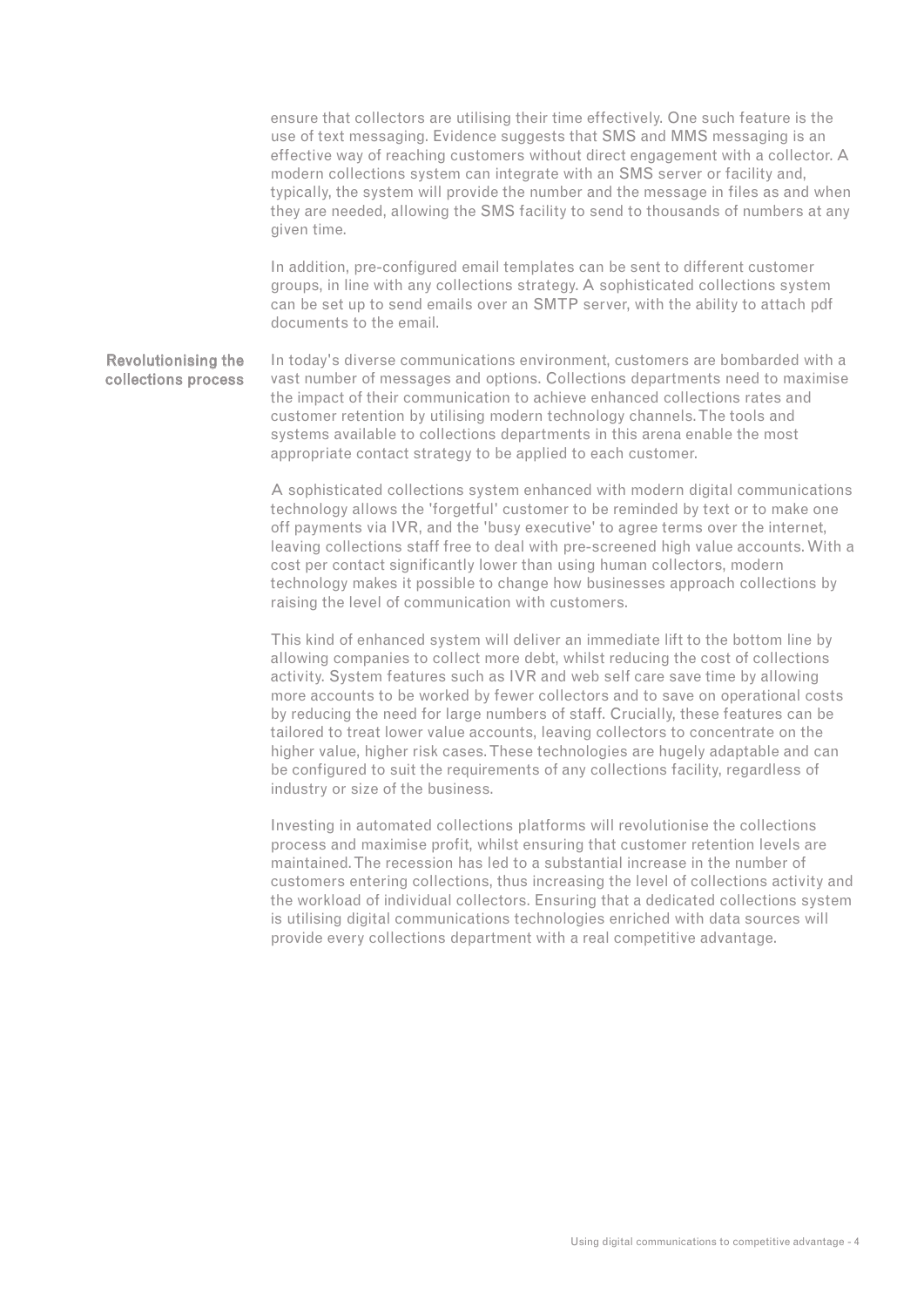ensure that collectors are utilising their time effectively. One such feature is the use of text messaging. Evidence suggests that SMS and MMS messaging is an effective way of reaching customers without direct engagement with a collector. A modern collections system can integrate with an SMS server or facility and, typically, the system will provide the number and the message in files as and when they are needed, allowing the SMS facility to send to thousands of numbers at any given time.

In addition, pre-configured email templates can be sent to different customer groups, in line with any collections strategy. A sophisticated collections system can be set up to send emails over an SMTP server, with the ability to attach pdf documents to the email.

## Revolutionising the collections process

In today's diverse communications environment, customers are bombarded with a vast number of messages and options. Collections departments need to maximise the impact of their communication to achieve enhanced collections rates and customer retention by utilising modern technology channels. The tools and systems available to collections departments in this arena enable the most appropriate contact strategy to be applied to each customer.

A sophisticated collections system enhanced with modern digital communications technology allows the 'forgetful' customer to be reminded by text or to make one off payments via IVR, and the 'busy executive' to agree terms over the internet, leaving collections staff free to deal with pre-screened high value accounts. With a cost per contact significantly lower than using human collectors, modern technology makes it possible to change how businesses approach collections by raising the level of communication with customers.

This kind of enhanced system will deliver an immediate lift to the bottom line by allowing companies to collect more debt, whilst reducing the cost of collections activity. System features such as IVR and web self care save time by allowing more accounts to be worked by fewer collectors and to save on operational costs by reducing the need for large numbers of staff. Crucially, these features can be tailored to treat lower value accounts, leaving collectors to concentrate on the higher value, higher risk cases. These technologies are hugely adaptable and can be configured to suit the requirements of any collections facility, regardless of industry or size of the business.

Investing in automated collections platforms will revolutionise the collections process and maximise profit, whilst ensuring that customer retention levels are maintained. The recession has led to a substantial increase in the number of customers entering collections, thus increasing the level of collections activity and the workload of individual collectors. Ensuring that a dedicated collections system is utilising digital communications technologies enriched with data sources will provide every collections department with a real competitive advantage.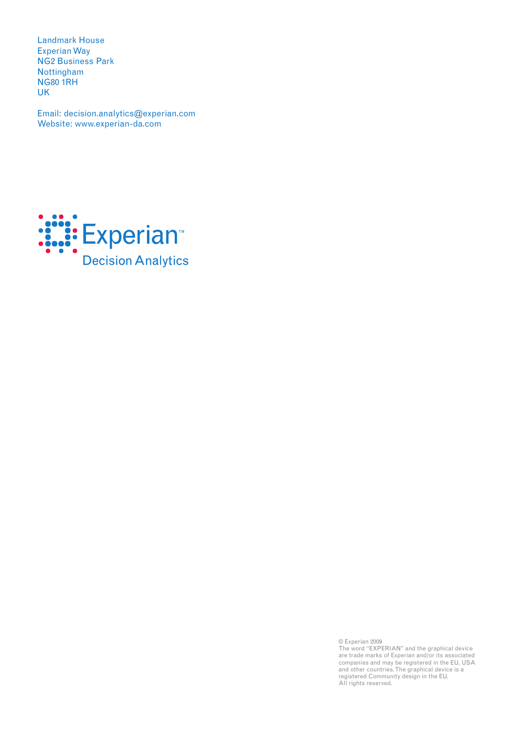Landmark House
Experian Way
NG2 Business Park
Nottingham
NG80 1RH
UK

Email: decision.analytics@experian.com
Website: www.experian-da.com

Experian™
Decision Analytics

© Experian 2009
The word "EXPERIAN" and the graphical device are trade marks of Experian and/or its associated companies and may be registered in the EU, USA and other countries. The graphical device is a registered Community design in the EU.
All rights reserved.